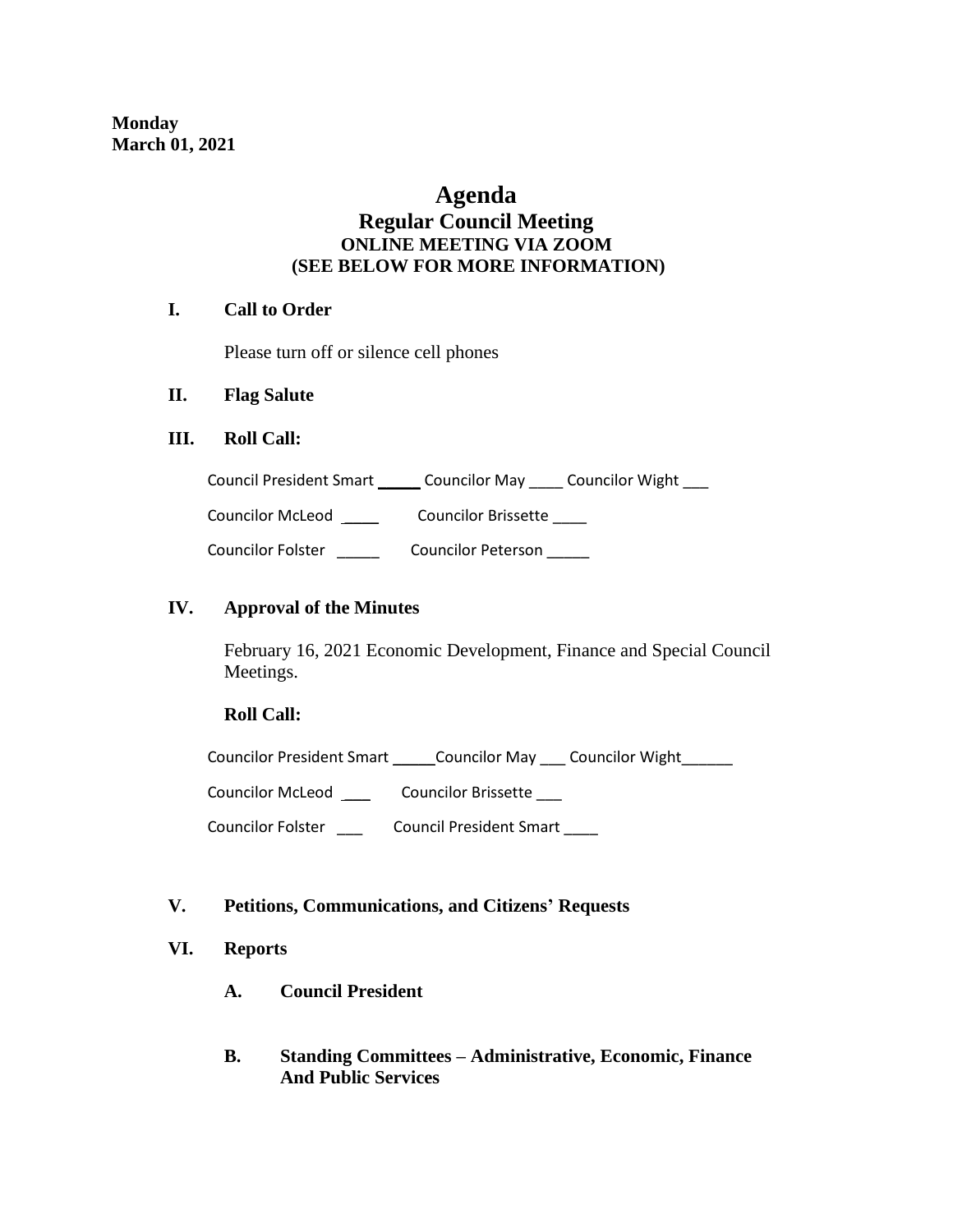**Monday**
**March 01, 2021**

# Agenda
## Regular Council Meeting
### ONLINE MEETING VIA ZOOM
### (SEE BELOW FOR MORE INFORMATION)

**I. Call to Order**

Please turn off or silence cell phones

**II. Flag Salute**

**III. Roll Call:**

Council President Smart _____ Councilor May ____ Councilor Wight ___

Councilor McLeod ____ Councilor Brissette ____

Councilor Folster _____ Councilor Peterson _____

**IV. Approval of the Minutes**

February 16, 2021 Economic Development, Finance and Special Council Meetings.

**Roll Call:**

Councilor President Smart _____Councilor May ___ Councilor Wight______

Councilor McLeod ___ Councilor Brissette ___

Councilor Folster ___ Council President Smart ____

**V. Petitions, Communications, and Citizens' Requests**

**VI. Reports**

**A. Council President**

**B. Standing Committees – Administrative, Economic, Finance And Public Services**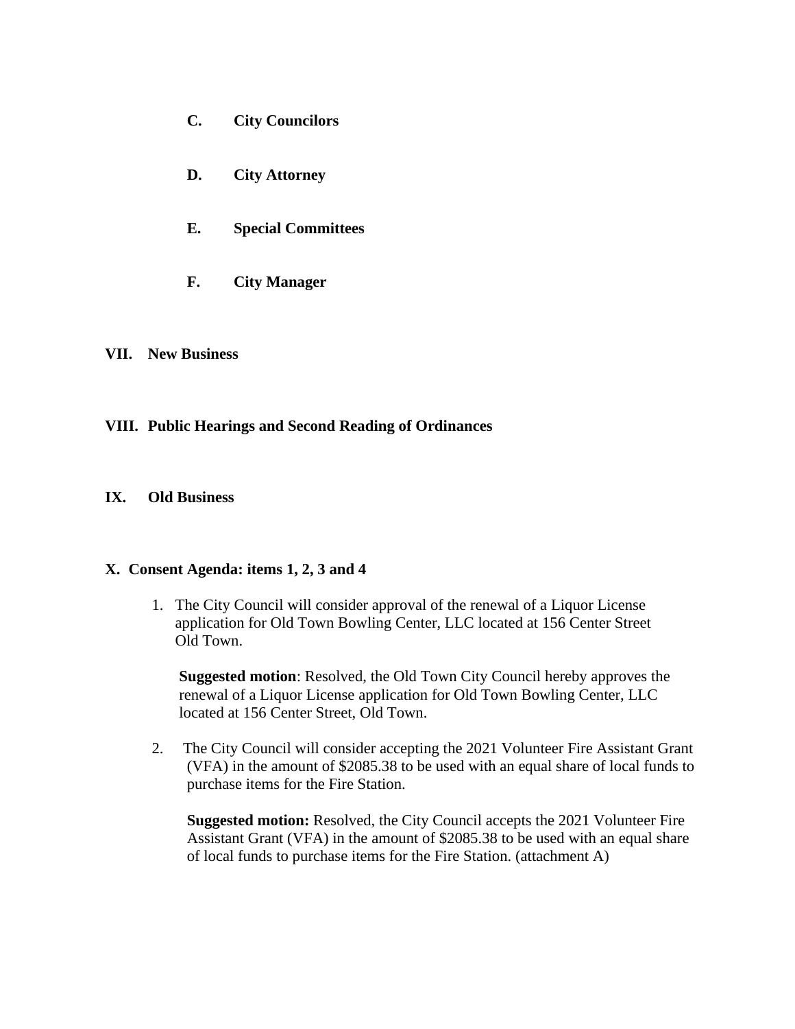**C. City Councilors**

**D. City Attorney**

**E. Special Committees**

**F. City Manager**

## VII. New Business

## VIII. Public Hearings and Second Reading of Ordinances

## IX. Old Business

## X. Consent Agenda: items 1, 2, 3 and 4

1. The City Council will consider approval of the renewal of a Liquor License application for Old Town Bowling Center, LLC located at 156 Center Street Old Town.

   **Suggested motion**: Resolved, the Old Town City Council hereby approves the renewal of a Liquor License application for Old Town Bowling Center, LLC located at 156 Center Street, Old Town.

2. The City Council will consider accepting the 2021 Volunteer Fire Assistant Grant (VFA) in the amount of $2085.38 to be used with an equal share of local funds to purchase items for the Fire Station.

   **Suggested motion:** Resolved, the City Council accepts the 2021 Volunteer Fire Assistant Grant (VFA) in the amount of $2085.38 to be used with an equal share of local funds to purchase items for the Fire Station. (attachment A)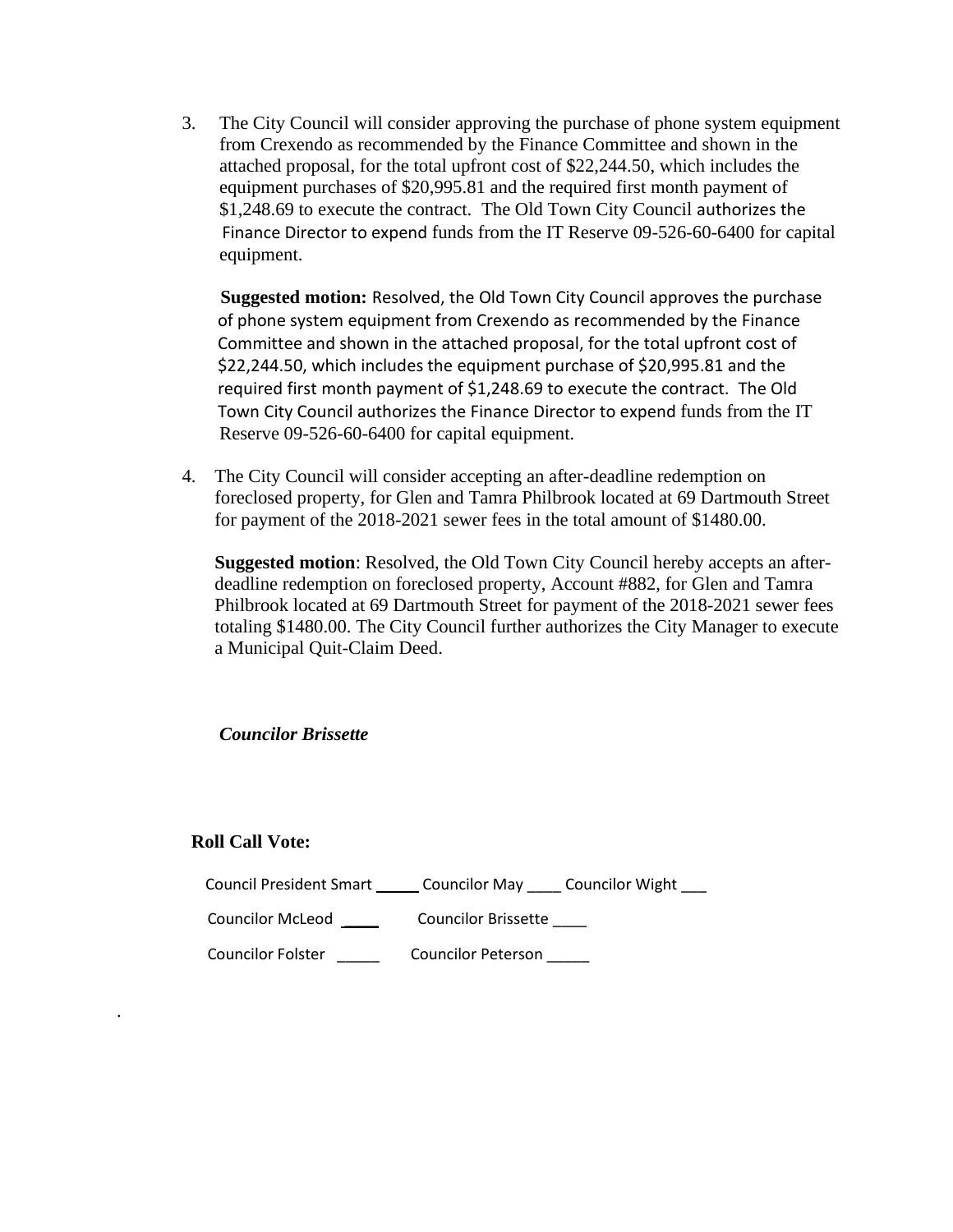3. The City Council will consider approving the purchase of phone system equipment from Crexendo as recommended by the Finance Committee and shown in the attached proposal, for the total upfront cost of $22,244.50, which includes the equipment purchases of $20,995.81 and the required first month payment of $1,248.69 to execute the contract. The Old Town City Council authorizes the Finance Director to expend funds from the IT Reserve 09-526-60-6400 for capital equipment.

   **Suggested motion:** Resolved, the Old Town City Council approves the purchase of phone system equipment from Crexendo as recommended by the Finance Committee and shown in the attached proposal, for the total upfront cost of $22,244.50, which includes the equipment purchase of $20,995.81 and the required first month payment of $1,248.69 to execute the contract. The Old Town City Council authorizes the Finance Director to expend funds from the IT Reserve 09-526-60-6400 for capital equipment.

4. The City Council will consider accepting an after-deadline redemption on foreclosed property, for Glen and Tamra Philbrook located at 69 Dartmouth Street for payment of the 2018-2021 sewer fees in the total amount of $1480.00.

   **Suggested motion**: Resolved, the Old Town City Council hereby accepts an after-deadline redemption on foreclosed property, Account #882, for Glen and Tamra Philbrook located at 69 Dartmouth Street for payment of the 2018-2021 sewer fees totaling $1480.00. The City Council further authorizes the City Manager to execute a Municipal Quit-Claim Deed.

***Councilor Brissette***

**Roll Call Vote:**

Council President Smart _____ Councilor May ____ Councilor Wight ___

Councilor McLeod ____ Councilor Brissette ____

Councilor Folster _____ Councilor Peterson _____

.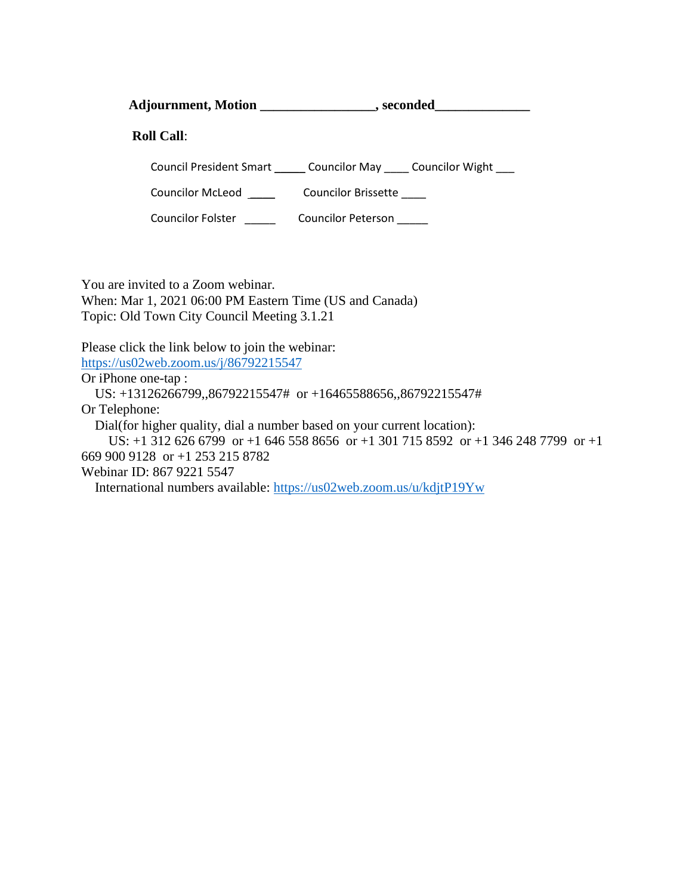**Adjournment, Motion ________________, seconded_____________**

**Roll Call**:

Council President Smart _____ Councilor May ____ Councilor Wight ___

Councilor McLeod ____ Councilor Brissette ____

Councilor Folster _____ Councilor Peterson _____

You are invited to a Zoom webinar.
When: Mar 1, 2021 06:00 PM Eastern Time (US and Canada)
Topic: Old Town City Council Meeting 3.1.21

Please click the link below to join the webinar:
https://us02web.zoom.us/j/86792215547
Or iPhone one-tap :
US: +13126266799,,86792215547# or +16465588656,,86792215547#
Or Telephone:
Dial(for higher quality, dial a number based on your current location):
US: +1 312 626 6799 or +1 646 558 8656 or +1 301 715 8592 or +1 346 248 7799 or +1 669 900 9128 or +1 253 215 8782
Webinar ID: 867 9221 5547
International numbers available: https://us02web.zoom.us/u/kdjtP19Yw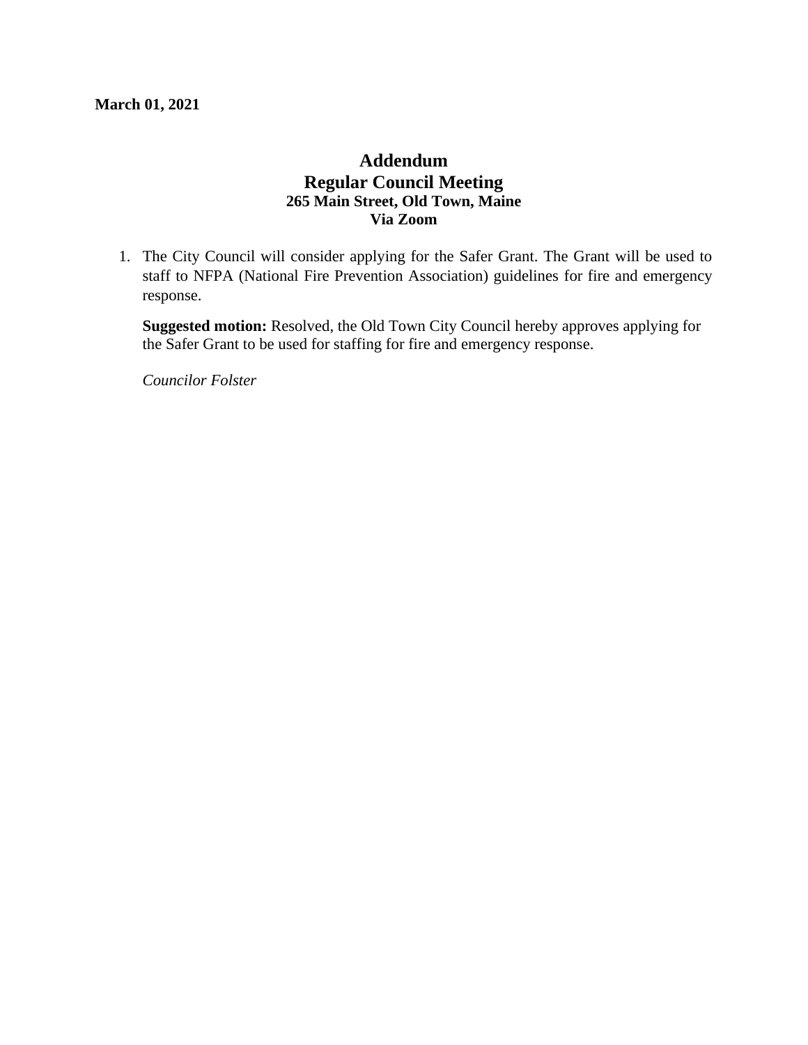**March 01, 2021**

# Addendum
## Regular Council Meeting
### 265 Main Street, Old Town, Maine
### Via Zoom

1. The City Council will consider applying for the Safer Grant. The Grant will be used to staff to NFPA (National Fire Prevention Association) guidelines for fire and emergency response.

   **Suggested motion:** Resolved, the Old Town City Council hereby approves applying for the Safer Grant to be used for staffing for fire and emergency response.

   *Councilor Folster*